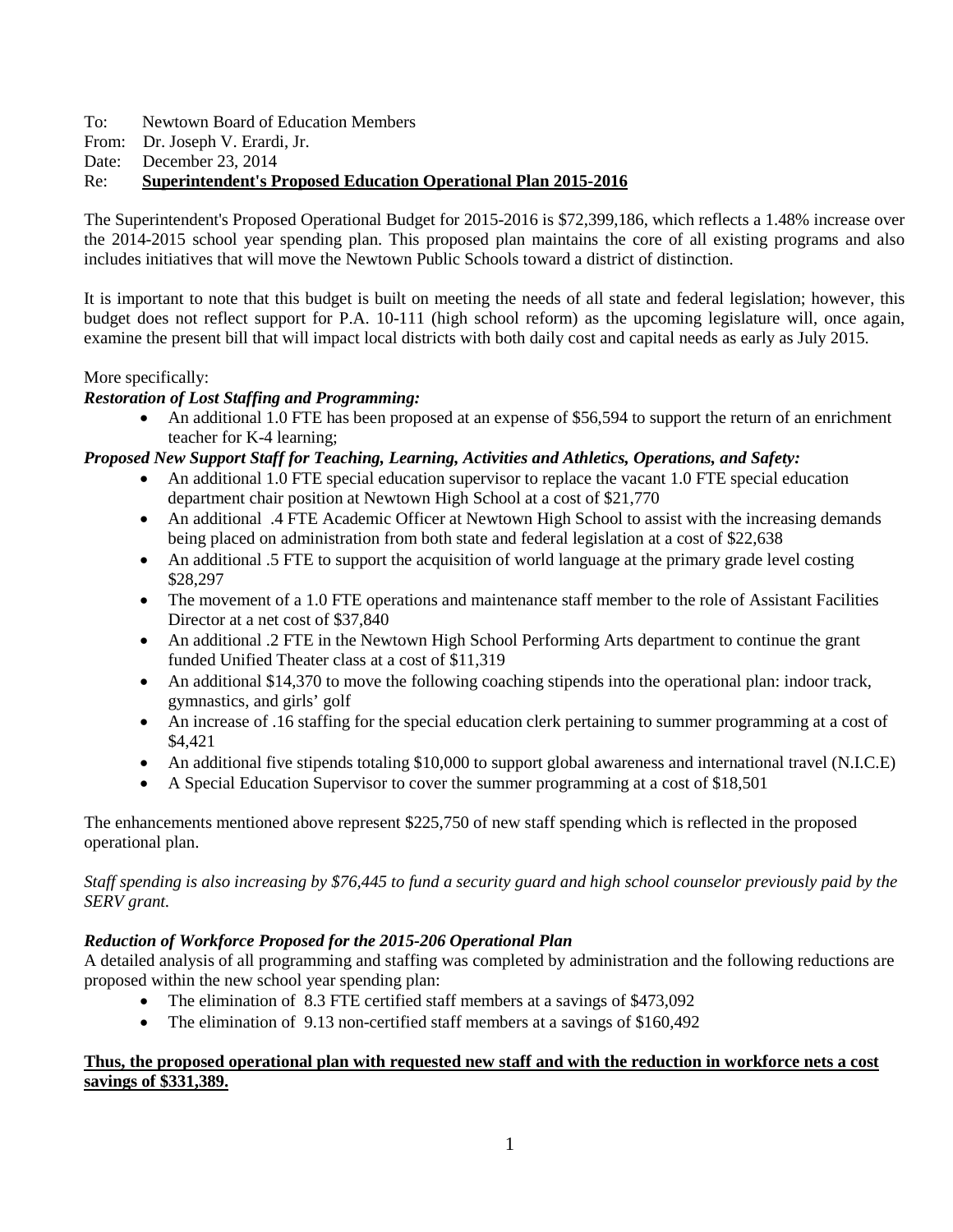To: Newtown Board of Education Members
From: Dr. Joseph V. Erardi, Jr.
Date: December 23, 2014
Re: **Superintendent's Proposed Education Operational Plan 2015-2016**

The Superintendent's Proposed Operational Budget for 2015-2016 is $72,399,186, which reflects a 1.48% increase over the 2014-2015 school year spending plan. This proposed plan maintains the core of all existing programs and also includes initiatives that will move the Newtown Public Schools toward a district of distinction.

It is important to note that this budget is built on meeting the needs of all state and federal legislation; however, this budget does not reflect support for P.A. 10-111 (high school reform) as the upcoming legislature will, once again, examine the present bill that will impact local districts with both daily cost and capital needs as early as July 2015.

More specifically:

***Restoration of Lost Staffing and Programming:***

- An additional 1.0 FTE has been proposed at an expense of $56,594 to support the return of an enrichment teacher for K-4 learning;

***Proposed New Support Staff for Teaching, Learning, Activities and Athletics, Operations, and Safety:***

- An additional 1.0 FTE special education supervisor to replace the vacant 1.0 FTE special education department chair position at Newtown High School at a cost of $21,770
- An additional .4 FTE Academic Officer at Newtown High School to assist with the increasing demands being placed on administration from both state and federal legislation at a cost of $22,638
- An additional .5 FTE to support the acquisition of world language at the primary grade level costing $28,297
- The movement of a 1.0 FTE operations and maintenance staff member to the role of Assistant Facilities Director at a net cost of $37,840
- An additional .2 FTE in the Newtown High School Performing Arts department to continue the grant funded Unified Theater class at a cost of $11,319
- An additional $14,370 to move the following coaching stipends into the operational plan: indoor track, gymnastics, and girls' golf
- An increase of .16 staffing for the special education clerk pertaining to summer programming at a cost of $4,421
- An additional five stipends totaling $10,000 to support global awareness and international travel (N.I.C.E)
- A Special Education Supervisor to cover the summer programming at a cost of $18,501

The enhancements mentioned above represent $225,750 of new staff spending which is reflected in the proposed operational plan.

*Staff spending is also increasing by $76,445 to fund a security guard and high school counselor previously paid by the SERV grant.*

***Reduction of Workforce Proposed for the 2015-206 Operational Plan***

A detailed analysis of all programming and staffing was completed by administration and the following reductions are proposed within the new school year spending plan:

- The elimination of 8.3 FTE certified staff members at a savings of $473,092
- The elimination of 9.13 non-certified staff members at a savings of $160,492

**Thus, the proposed operational plan with requested new staff and with the reduction in workforce nets a cost savings of $331,389.**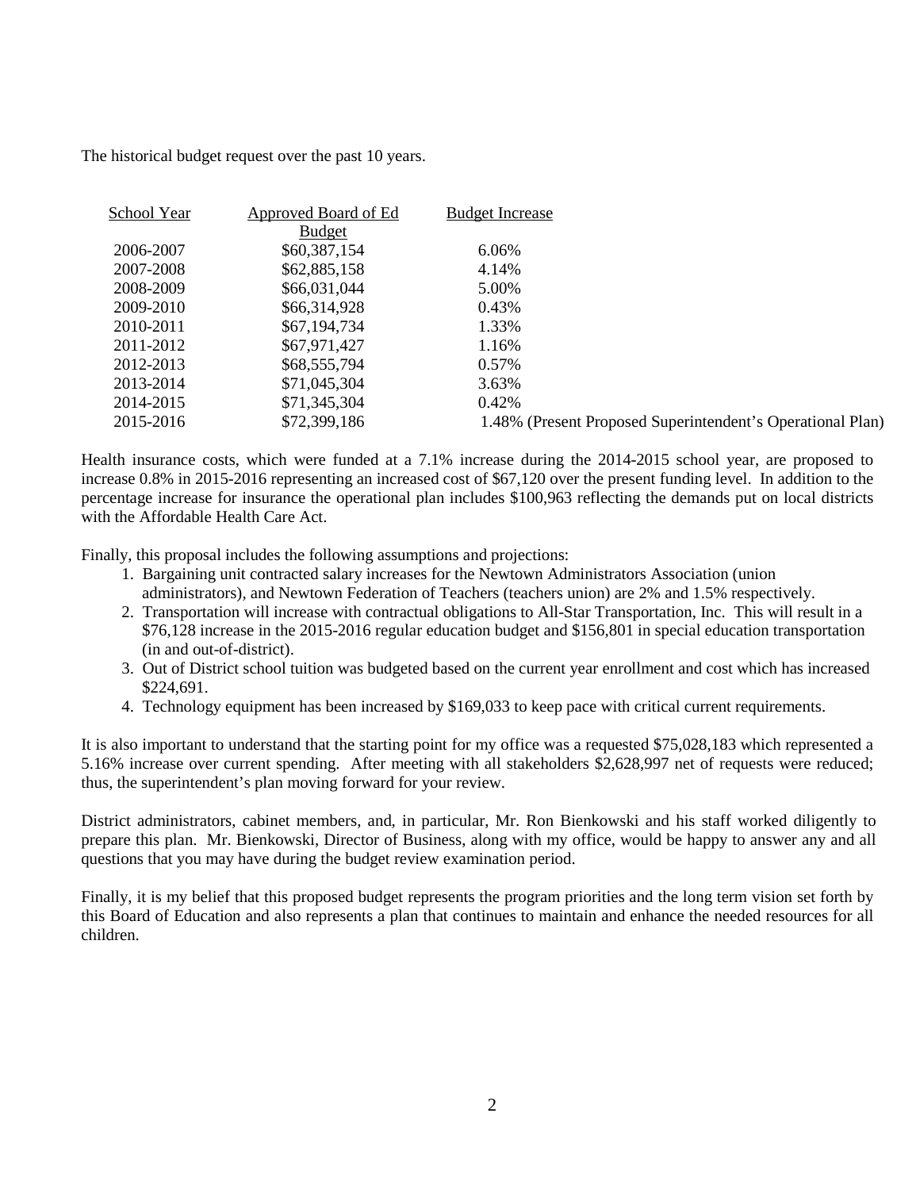The historical budget request over the past 10 years.

| School Year | Approved Board of Ed Budget | Budget Increase |
|---|---|---|
| 2006-2007 | $60,387,154 | 6.06% |
| 2007-2008 | $62,885,158 | 4.14% |
| 2008-2009 | $66,031,044 | 5.00% |
| 2009-2010 | $66,314,928 | 0.43% |
| 2010-2011 | $67,194,734 | 1.33% |
| 2011-2012 | $67,971,427 | 1.16% |
| 2012-2013 | $68,555,794 | 0.57% |
| 2013-2014 | $71,045,304 | 3.63% |
| 2014-2015 | $71,345,304 | 0.42% |
| 2015-2016 | $72,399,186 | 1.48% (Present Proposed Superintendent's Operational Plan) |

Health insurance costs, which were funded at a 7.1% increase during the 2014-2015 school year, are proposed to increase 0.8% in 2015-2016 representing an increased cost of $67,120 over the present funding level. In addition to the percentage increase for insurance the operational plan includes $100,963 reflecting the demands put on local districts with the Affordable Health Care Act.

Finally, this proposal includes the following assumptions and projections:

1. Bargaining unit contracted salary increases for the Newtown Administrators Association (union administrators), and Newtown Federation of Teachers (teachers union) are 2% and 1.5% respectively.
2. Transportation will increase with contractual obligations to All-Star Transportation, Inc. This will result in a $76,128 increase in the 2015-2016 regular education budget and $156,801 in special education transportation (in and out-of-district).
3. Out of District school tuition was budgeted based on the current year enrollment and cost which has increased $224,691.
4. Technology equipment has been increased by $169,033 to keep pace with critical current requirements.

It is also important to understand that the starting point for my office was a requested $75,028,183 which represented a 5.16% increase over current spending. After meeting with all stakeholders $2,628,997 net of requests were reduced; thus, the superintendent's plan moving forward for your review.

District administrators, cabinet members, and, in particular, Mr. Ron Bienkowski and his staff worked diligently to prepare this plan. Mr. Bienkowski, Director of Business, along with my office, would be happy to answer any and all questions that you may have during the budget review examination period.

Finally, it is my belief that this proposed budget represents the program priorities and the long term vision set forth by this Board of Education and also represents a plan that continues to maintain and enhance the needed resources for all children.